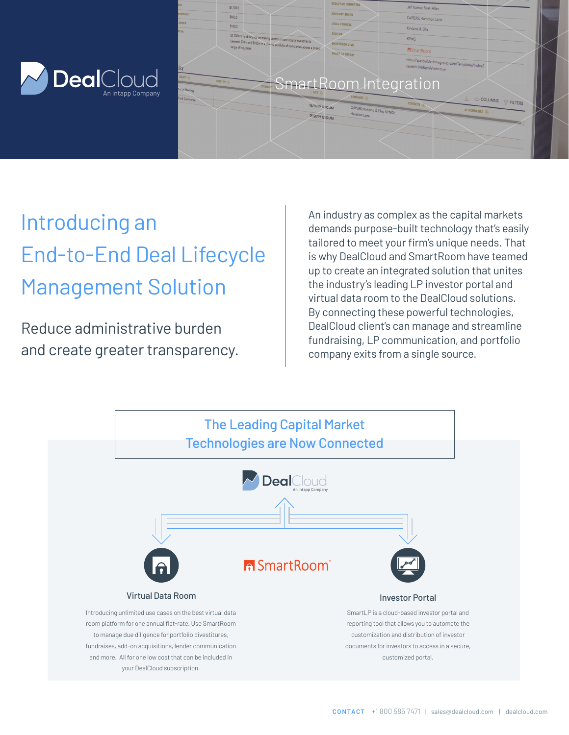DealCloud
An Intapp Company

# SmartRoom Integration

## Introducing an End-to-End Deal Lifecycle Management Solution

Reduce administrative burden and create greater transparency.

An industry as complex as the capital markets demands purpose-built technology that's easily tailored to meet your firm's unique needs. That is why DealCloud and SmartRoom have teamed up to create an integrated solution that unites the industry's leading LP investor portal and virtual data room to the DealCloud solutions. By connecting these powerful technologies, DealCloud client's can manage and streamline fundraising, LP communication, and portfolio company exits from a single source.

## The Leading Capital Market Technologies are Now Connected

DealCloud
An Intapp Company

SmartRoom™

### Virtual Data Room

Introducing unlimited use cases on the best virtual data room platform for one annual flat-rate. Use SmartRoom to manage due diligence for portfolio divestitures, fundraises, add-on acquisitions, lender communication and more. All for one low cost that can be included in your DealCloud subscription.

### Investor Portal

SmartLP is a cloud-based investor portal and reporting tool that allows you to automate the customization and distribution of investor documents for investors to access in a secure, customized portal.

**CONTACT** +1 800 585 7471 | sales@dealcloud.com | dealcloud.com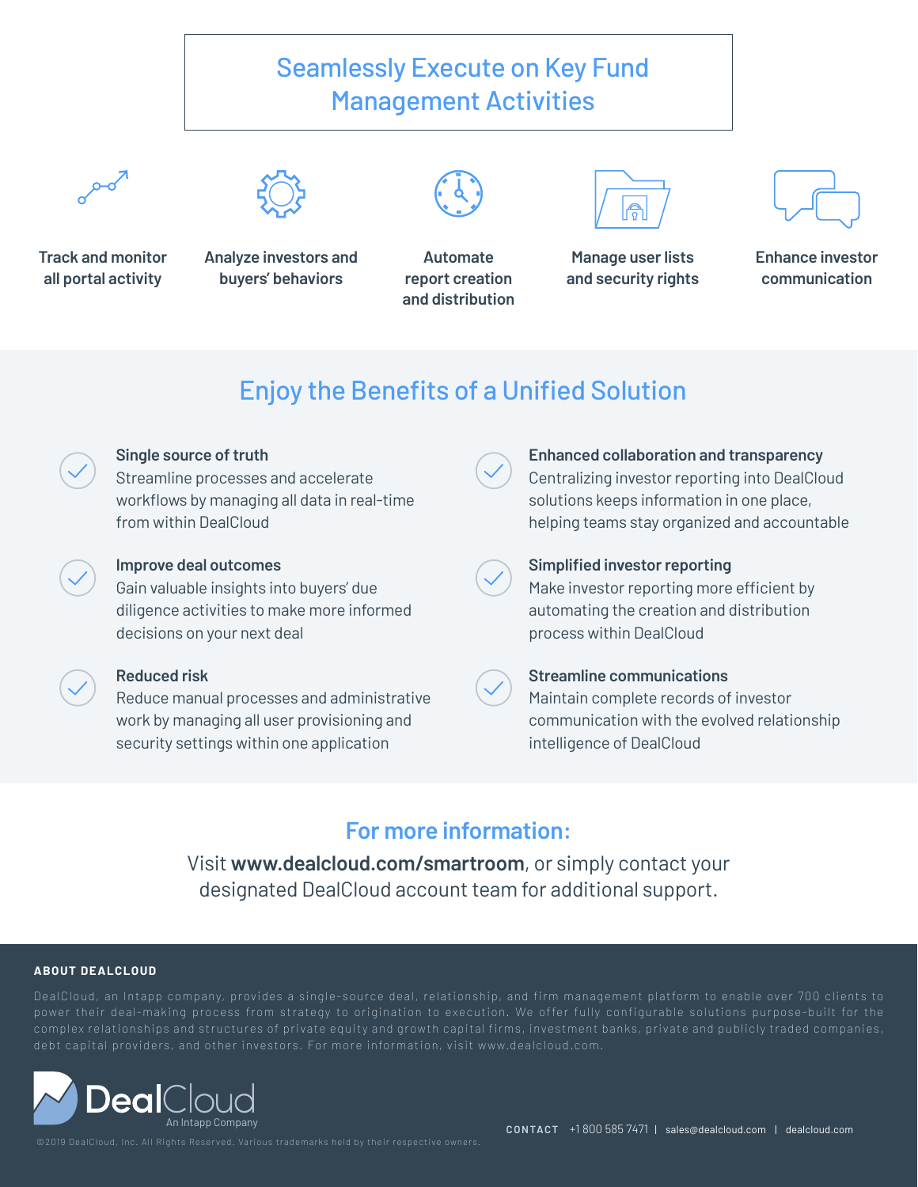# Seamlessly Execute on Key Fund Management Activities

- Track and monitor all portal activity
- Analyze investors and buyers' behaviors
- Automate report creation and distribution
- Manage user lists and security rights
- Enhance investor communication

## Enjoy the Benefits of a Unified Solution

**Single source of truth**
Streamline processes and accelerate workflows by managing all data in real-time from within DealCloud

**Improve deal outcomes**
Gain valuable insights into buyers' due diligence activities to make more informed decisions on your next deal

**Reduced risk**
Reduce manual processes and administrative work by managing all user provisioning and security settings within one application

**Enhanced collaboration and transparency**
Centralizing investor reporting into DealCloud solutions keeps information in one place, helping teams stay organized and accountable

**Simplified investor reporting**
Make investor reporting more efficient by automating the creation and distribution process within DealCloud

**Streamline communications**
Maintain complete records of investor communication with the evolved relationship intelligence of DealCloud

## For more information:

Visit **www.dealcloud.com/smartroom**, or simply contact your designated DealCloud account team for additional support.

**ABOUT DEALCLOUD**

DealCloud, an Intapp company, provides a single-source deal, relationship, and firm management platform to enable over 700 clients to power their deal-making process from strategy to origination to execution. We offer fully configurable solutions purpose-built for the complex relationships and structures of private equity and growth capital firms, investment banks, private and publicly traded companies, debt capital providers, and other investors. For more information, visit www.dealcloud.com.

DealCloud
An Intapp Company

©2019 DealCloud, Inc. All Rights Reserved. Various trademarks held by their respective owners.

**CONTACT** +1 800 585 7471 | sales@dealcloud.com | dealcloud.com